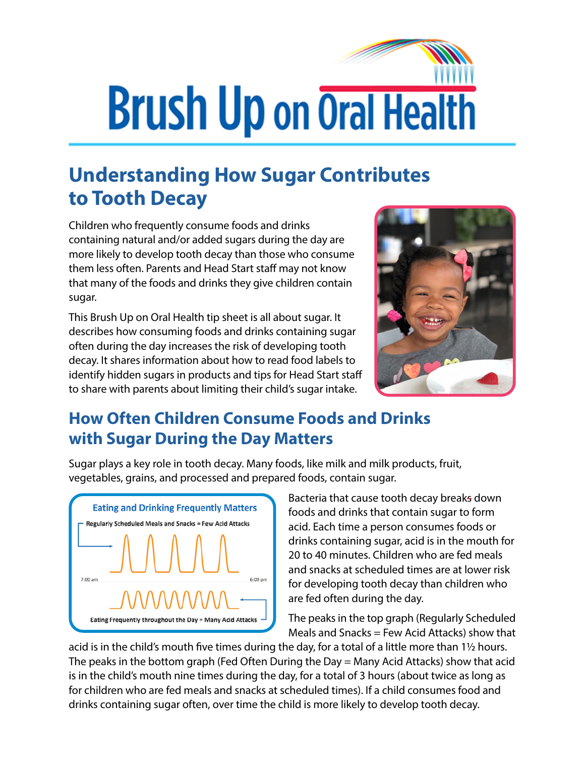# Brush Up on Oral Health

## Understanding How Sugar Contributes to Tooth Decay

Children who frequently consume foods and drinks containing natural and/or added sugars during the day are more likely to develop tooth decay than those who consume them less often. Parents and Head Start staff may not know that many of the foods and drinks they give children contain sugar.

This Brush Up on Oral Health tip sheet is all about sugar. It describes how consuming foods and drinks containing sugar often during the day increases the risk of developing tooth decay. It shares information about how to read food labels to identify hidden sugars in products and tips for Head Start staff to share with parents about limiting their child's sugar intake.

## How Often Children Consume Foods and Drinks with Sugar During the Day Matters

Sugar plays a key role in tooth decay. Many foods, like milk and milk products, fruit, vegetables, grains, and processed and prepared foods, contain sugar.

**Eating and Drinking Frequently Matters**

Regularly Scheduled Meals and Snacks = Few Acid Attacks

7:00 am — 6:00 pm

Eating Frequently throughout the Day = Many Acid Attacks

Bacteria that cause tooth decay breaks down foods and drinks that contain sugar to form acid. Each time a person consumes foods or drinks containing sugar, acid is in the mouth for 20 to 40 minutes. Children who are fed meals and snacks at scheduled times are at lower risk for developing tooth decay than children who are fed often during the day.

The peaks in the top graph (Regularly Scheduled Meals and Snacks = Few Acid Attacks) show that acid is in the child's mouth five times during the day, for a total of a little more than 1½ hours. The peaks in the bottom graph (Fed Often During the Day = Many Acid Attacks) show that acid is in the child's mouth nine times during the day, for a total of 3 hours (about twice as long as for children who are fed meals and snacks at scheduled times). If a child consumes food and drinks containing sugar often, over time the child is more likely to develop tooth decay.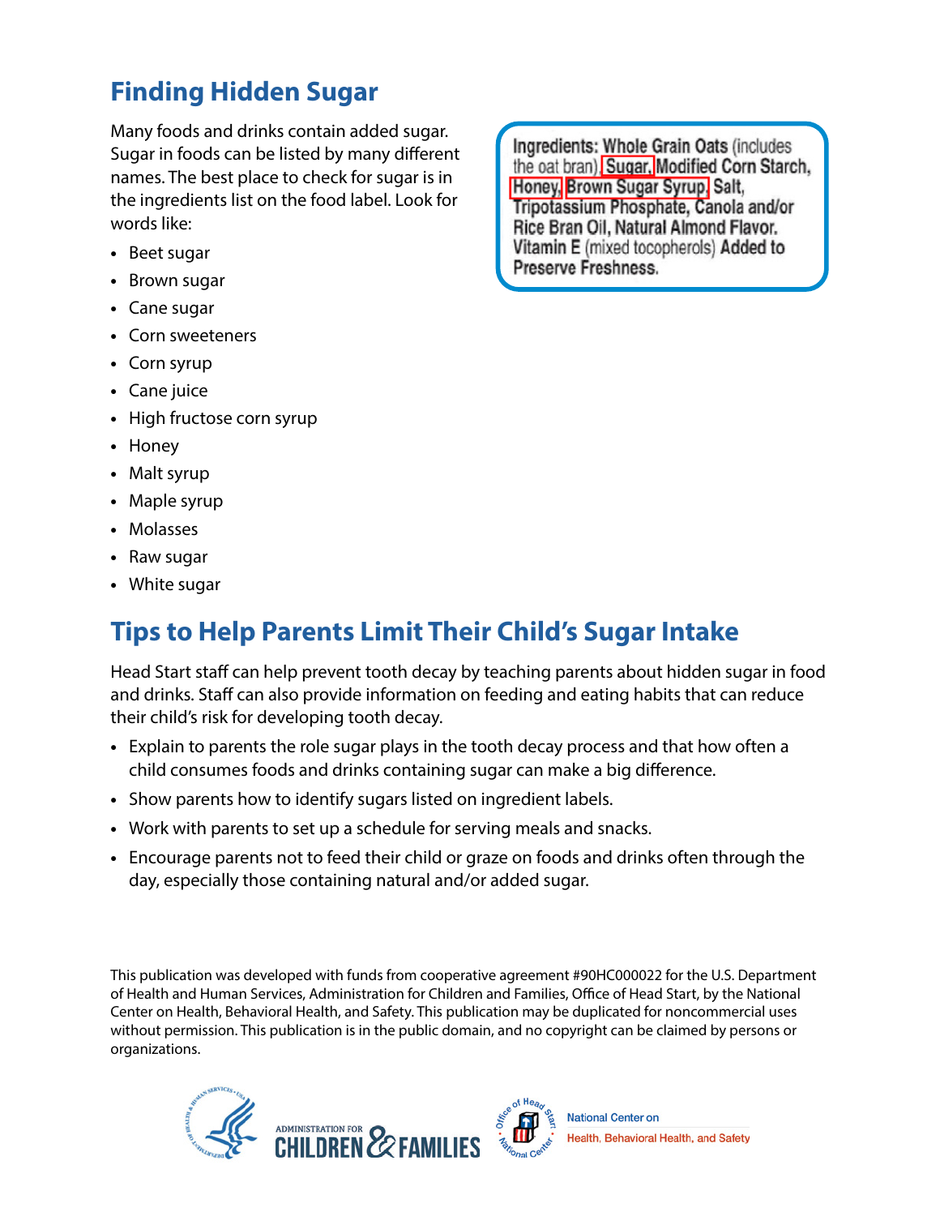## Finding Hidden Sugar

Many foods and drinks contain added sugar. Sugar in foods can be listed by many different names. The best place to check for sugar is in the ingredients list on the food label. Look for words like:

- Beet sugar
- Brown sugar
- Cane sugar
- Corn sweeteners
- Corn syrup
- Cane juice
- High fructose corn syrup
- Honey
- Malt syrup
- Maple syrup
- Molasses
- Raw sugar
- White sugar

Ingredients: Whole Grain Oats (includes the oat bran), Sugar, Modified Corn Starch, Honey, Brown Sugar Syrup, Salt, Tripotassium Phosphate, Canola and/or Rice Bran Oil, Natural Almond Flavor. Vitamin E (mixed tocopherols) Added to Preserve Freshness.

## Tips to Help Parents Limit Their Child's Sugar Intake

Head Start staff can help prevent tooth decay by teaching parents about hidden sugar in food and drinks. Staff can also provide information on feeding and eating habits that can reduce their child's risk for developing tooth decay.

- Explain to parents the role sugar plays in the tooth decay process and that how often a child consumes foods and drinks containing sugar can make a big difference.
- Show parents how to identify sugars listed on ingredient labels.
- Work with parents to set up a schedule for serving meals and snacks.
- Encourage parents not to feed their child or graze on foods and drinks often through the day, especially those containing natural and/or added sugar.

This publication was developed with funds from cooperative agreement #90HC000022 for the U.S. Department of Health and Human Services, Administration for Children and Families, Office of Head Start, by the National Center on Health, Behavioral Health, and Safety. This publication may be duplicated for noncommercial uses without permission. This publication is in the public domain, and no copyright can be claimed by persons or organizations.

ADMINISTRATION FOR CHILDREN & FAMILIES

National Center on Health, Behavioral Health, and Safety